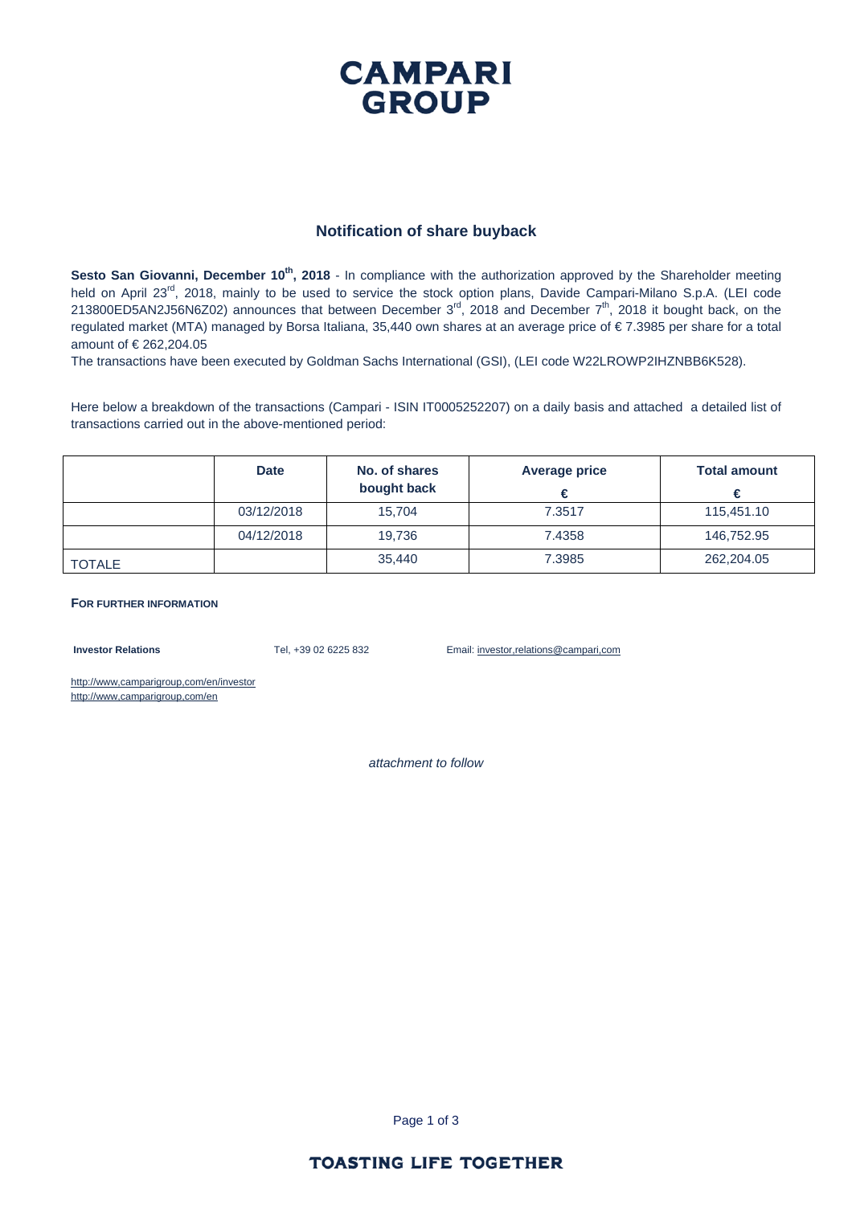# CAMPARI GROUP

## Notification of share buyback

**Sesto San Giovanni, December 10th, 2018** - In compliance with the authorization approved by the Shareholder meeting held on April 23rd, 2018, mainly to be used to service the stock option plans, Davide Campari-Milano S.p.A. (LEI code 213800ED5AN2J56N6Z02) announces that between December 3rd, 2018 and December 7th, 2018 it bought back, on the regulated market (MTA) managed by Borsa Italiana, 35,440 own shares at an average price of € 7.3985 per share for a total amount of € 262,204.05

The transactions have been executed by Goldman Sachs International (GSI), (LEI code W22LROWP2IHZNBB6K528).

Here below a breakdown of the transactions (Campari - ISIN IT0005252207) on a daily basis and attached a detailed list of transactions carried out in the above-mentioned period:

| | Date | No. of shares bought back | Average price € | Total amount € |
|---|---|---|---|---|
| | 03/12/2018 | 15,704 | 7.3517 | 115,451.10 |
| | 04/12/2018 | 19,736 | 7.4358 | 146,752.95 |
| TOTALE | | 35,440 | 7.3985 | 262,204.05 |

**FOR FURTHER INFORMATION**

**Investor Relations** Tel, +39 02 6225 832 Email: investor,relations@campari,com

http://www,camparigroup,com/en/investor
http://www,camparigroup,com/en

*attachment to follow*

TOASTING LIFE TOGETHER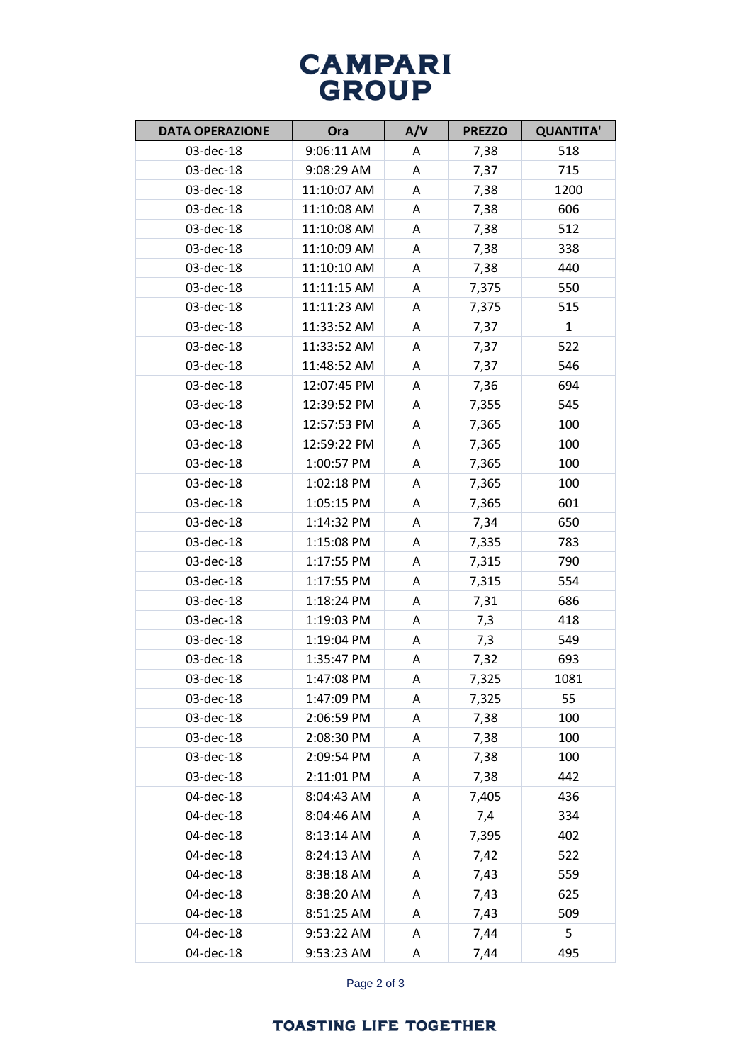| DATA OPERAZIONE | Ora | A/V | PREZZO | QUANTITA' |
|---|---|---|---|---|
| 03-dec-18 | 9:06:11 AM | A | 7,38 | 518 |
| 03-dec-18 | 9:08:29 AM | A | 7,37 | 715 |
| 03-dec-18 | 11:10:07 AM | A | 7,38 | 1200 |
| 03-dec-18 | 11:10:08 AM | A | 7,38 | 606 |
| 03-dec-18 | 11:10:08 AM | A | 7,38 | 512 |
| 03-dec-18 | 11:10:09 AM | A | 7,38 | 338 |
| 03-dec-18 | 11:10:10 AM | A | 7,38 | 440 |
| 03-dec-18 | 11:11:15 AM | A | 7,375 | 550 |
| 03-dec-18 | 11:11:23 AM | A | 7,375 | 515 |
| 03-dec-18 | 11:33:52 AM | A | 7,37 | 1 |
| 03-dec-18 | 11:33:52 AM | A | 7,37 | 522 |
| 03-dec-18 | 11:48:52 AM | A | 7,37 | 546 |
| 03-dec-18 | 12:07:45 PM | A | 7,36 | 694 |
| 03-dec-18 | 12:39:52 PM | A | 7,355 | 545 |
| 03-dec-18 | 12:57:53 PM | A | 7,365 | 100 |
| 03-dec-18 | 12:59:22 PM | A | 7,365 | 100 |
| 03-dec-18 | 1:00:57 PM | A | 7,365 | 100 |
| 03-dec-18 | 1:02:18 PM | A | 7,365 | 100 |
| 03-dec-18 | 1:05:15 PM | A | 7,365 | 601 |
| 03-dec-18 | 1:14:32 PM | A | 7,34 | 650 |
| 03-dec-18 | 1:15:08 PM | A | 7,335 | 783 |
| 03-dec-18 | 1:17:55 PM | A | 7,315 | 790 |
| 03-dec-18 | 1:17:55 PM | A | 7,315 | 554 |
| 03-dec-18 | 1:18:24 PM | A | 7,31 | 686 |
| 03-dec-18 | 1:19:03 PM | A | 7,3 | 418 |
| 03-dec-18 | 1:19:04 PM | A | 7,3 | 549 |
| 03-dec-18 | 1:35:47 PM | A | 7,32 | 693 |
| 03-dec-18 | 1:47:08 PM | A | 7,325 | 1081 |
| 03-dec-18 | 1:47:09 PM | A | 7,325 | 55 |
| 03-dec-18 | 2:06:59 PM | A | 7,38 | 100 |
| 03-dec-18 | 2:08:30 PM | A | 7,38 | 100 |
| 03-dec-18 | 2:09:54 PM | A | 7,38 | 100 |
| 03-dec-18 | 2:11:01 PM | A | 7,38 | 442 |
| 04-dec-18 | 8:04:43 AM | A | 7,405 | 436 |
| 04-dec-18 | 8:04:46 AM | A | 7,4 | 334 |
| 04-dec-18 | 8:13:14 AM | A | 7,395 | 402 |
| 04-dec-18 | 8:24:13 AM | A | 7,42 | 522 |
| 04-dec-18 | 8:38:18 AM | A | 7,43 | 559 |
| 04-dec-18 | 8:38:20 AM | A | 7,43 | 625 |
| 04-dec-18 | 8:51:25 AM | A | 7,43 | 509 |
| 04-dec-18 | 9:53:22 AM | A | 7,44 | 5 |
| 04-dec-18 | 9:53:23 AM | A | 7,44 | 495 |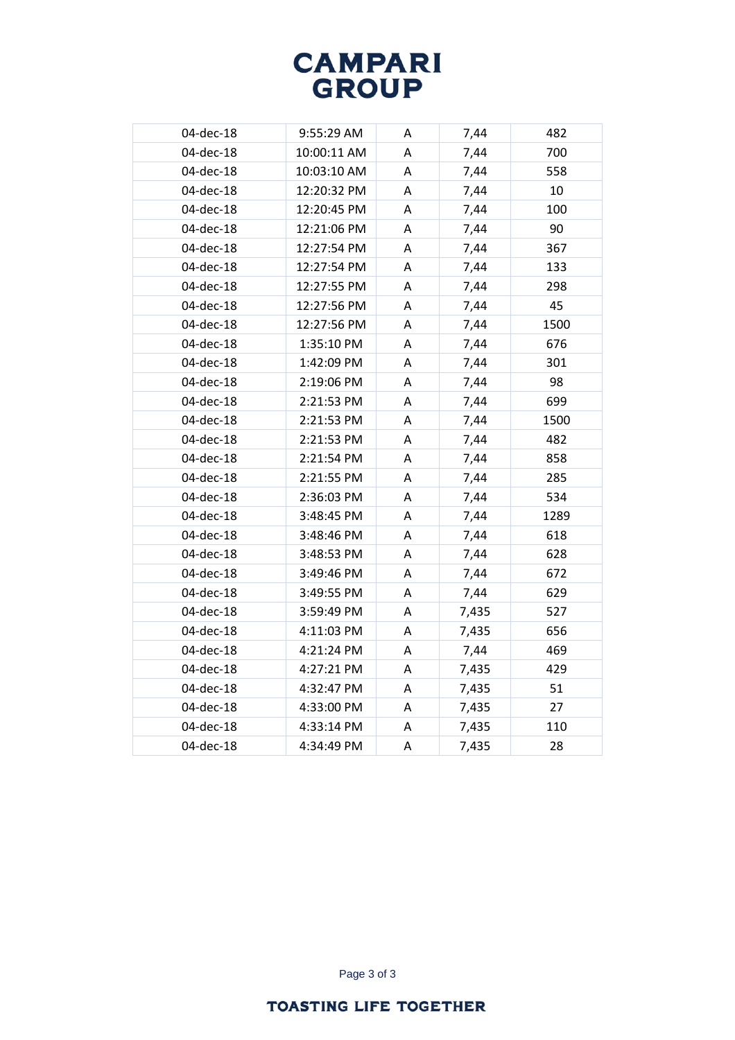| | | | | |
|---|---|---|---|---|
| 04-dec-18 | 9:55:29 AM | A | 7,44 | 482 |
| 04-dec-18 | 10:00:11 AM | A | 7,44 | 700 |
| 04-dec-18 | 10:03:10 AM | A | 7,44 | 558 |
| 04-dec-18 | 12:20:32 PM | A | 7,44 | 10 |
| 04-dec-18 | 12:20:45 PM | A | 7,44 | 100 |
| 04-dec-18 | 12:21:06 PM | A | 7,44 | 90 |
| 04-dec-18 | 12:27:54 PM | A | 7,44 | 367 |
| 04-dec-18 | 12:27:54 PM | A | 7,44 | 133 |
| 04-dec-18 | 12:27:55 PM | A | 7,44 | 298 |
| 04-dec-18 | 12:27:56 PM | A | 7,44 | 45 |
| 04-dec-18 | 12:27:56 PM | A | 7,44 | 1500 |
| 04-dec-18 | 1:35:10 PM | A | 7,44 | 676 |
| 04-dec-18 | 1:42:09 PM | A | 7,44 | 301 |
| 04-dec-18 | 2:19:06 PM | A | 7,44 | 98 |
| 04-dec-18 | 2:21:53 PM | A | 7,44 | 699 |
| 04-dec-18 | 2:21:53 PM | A | 7,44 | 1500 |
| 04-dec-18 | 2:21:53 PM | A | 7,44 | 482 |
| 04-dec-18 | 2:21:54 PM | A | 7,44 | 858 |
| 04-dec-18 | 2:21:55 PM | A | 7,44 | 285 |
| 04-dec-18 | 2:36:03 PM | A | 7,44 | 534 |
| 04-dec-18 | 3:48:45 PM | A | 7,44 | 1289 |
| 04-dec-18 | 3:48:46 PM | A | 7,44 | 618 |
| 04-dec-18 | 3:48:53 PM | A | 7,44 | 628 |
| 04-dec-18 | 3:49:46 PM | A | 7,44 | 672 |
| 04-dec-18 | 3:49:55 PM | A | 7,44 | 629 |
| 04-dec-18 | 3:59:49 PM | A | 7,435 | 527 |
| 04-dec-18 | 4:11:03 PM | A | 7,435 | 656 |
| 04-dec-18 | 4:21:24 PM | A | 7,44 | 469 |
| 04-dec-18 | 4:27:21 PM | A | 7,435 | 429 |
| 04-dec-18 | 4:32:47 PM | A | 7,435 | 51 |
| 04-dec-18 | 4:33:00 PM | A | 7,435 | 27 |
| 04-dec-18 | 4:33:14 PM | A | 7,435 | 110 |
| 04-dec-18 | 4:34:49 PM | A | 7,435 | 28 |